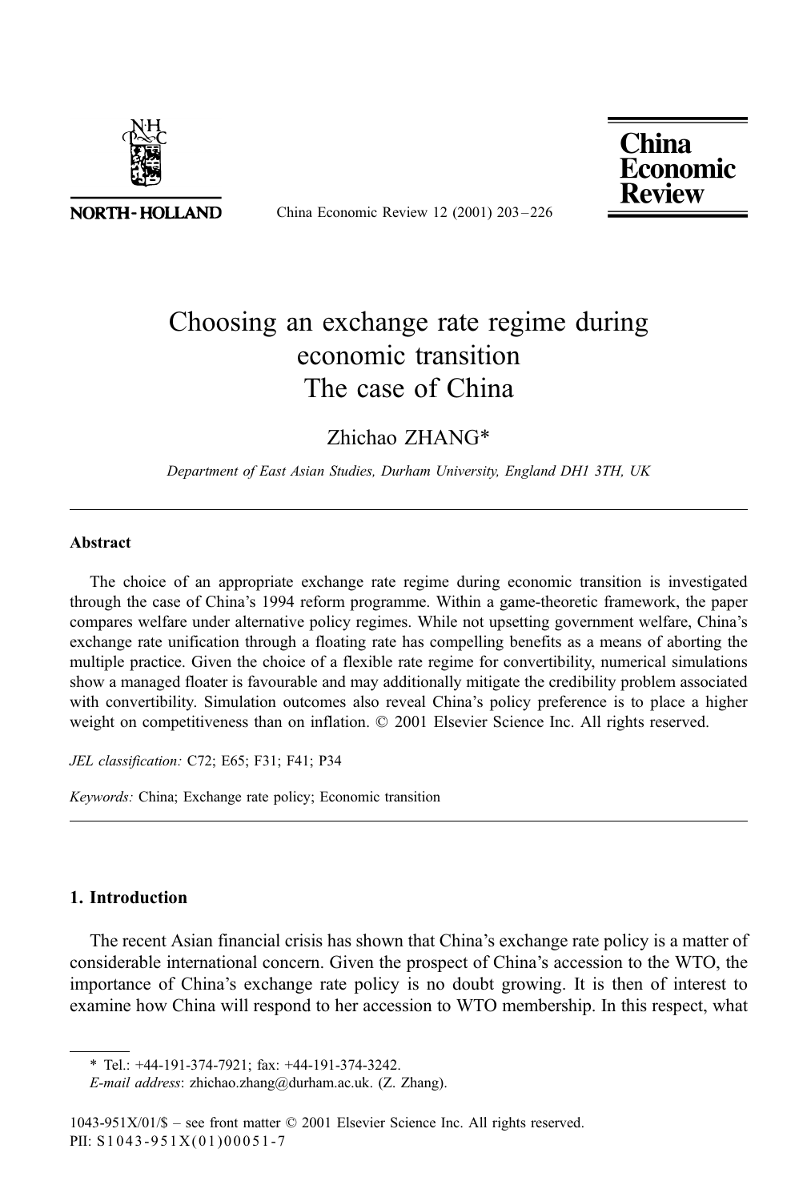# Choosing an exchange rate regime during economic transition

# The case of China

Zhichao ZHANG*

*Department of East Asian Studies, Durham University, England DH1 3TH, UK*

---

### Abstract

The choice of an appropriate exchange rate regime during economic transition is investigated through the case of China's 1994 reform programme. Within a game-theoretic framework, the paper compares welfare under alternative policy regimes. While not upsetting government welfare, China's exchange rate unification through a floating rate has compelling benefits as a means of aborting the multiple practice. Given the choice of a flexible rate regime for convertibility, numerical simulations show a managed floater is favourable and may additionally mitigate the credibility problem associated with convertibility. Simulation outcomes also reveal China's policy preference is to place a higher weight on competitiveness than on inflation. © 2001 Elsevier Science Inc. All rights reserved.

*JEL classification:* C72; E65; F31; F41; P34

*Keywords:* China; Exchange rate policy; Economic transition

---

## 1. Introduction

The recent Asian financial crisis has shown that China's exchange rate policy is a matter of considerable international concern. Given the prospect of China's accession to the WTO, the importance of China's exchange rate policy is no doubt growing. It is then of interest to examine how China will respond to her accession to WTO membership. In this respect, what

---

\* Tel.: +44-191-374-7921; fax: +44-191-374-3242.

*E-mail address*: zhichao.zhang@durham.ac.uk. (Z. Zhang).

1043-951X/01/$ – see front matter © 2001 Elsevier Science Inc. All rights reserved.

PII: S1043-951X(01)00051-7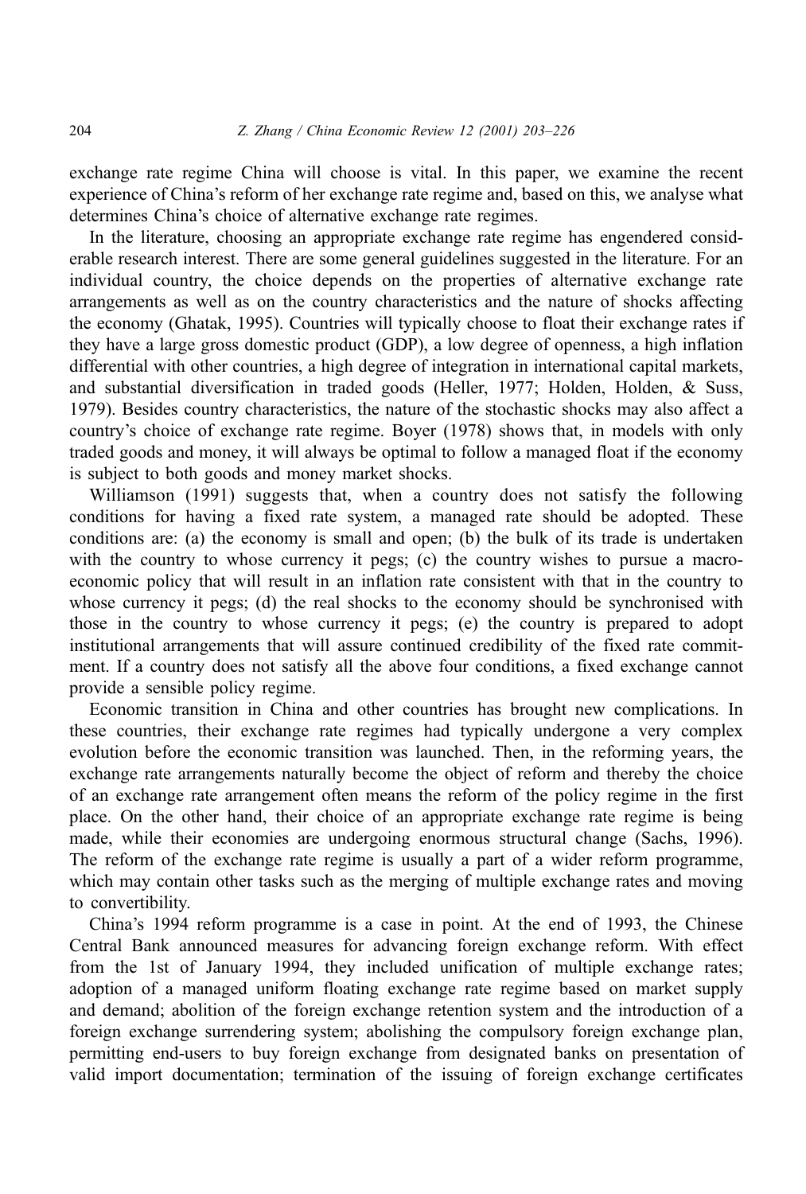exchange rate regime China will choose is vital. In this paper, we examine the recent experience of China's reform of her exchange rate regime and, based on this, we analyse what determines China's choice of alternative exchange rate regimes.

In the literature, choosing an appropriate exchange rate regime has engendered considerable research interest. There are some general guidelines suggested in the literature. For an individual country, the choice depends on the properties of alternative exchange rate arrangements as well as on the country characteristics and the nature of shocks affecting the economy (Ghatak, 1995). Countries will typically choose to float their exchange rates if they have a large gross domestic product (GDP), a low degree of openness, a high inflation differential with other countries, a high degree of integration in international capital markets, and substantial diversification in traded goods (Heller, 1977; Holden, Holden, & Suss, 1979). Besides country characteristics, the nature of the stochastic shocks may also affect a country's choice of exchange rate regime. Boyer (1978) shows that, in models with only traded goods and money, it will always be optimal to follow a managed float if the economy is subject to both goods and money market shocks.

Williamson (1991) suggests that, when a country does not satisfy the following conditions for having a fixed rate system, a managed rate should be adopted. These conditions are: (a) the economy is small and open; (b) the bulk of its trade is undertaken with the country to whose currency it pegs; (c) the country wishes to pursue a macroeconomic policy that will result in an inflation rate consistent with that in the country to whose currency it pegs; (d) the real shocks to the economy should be synchronised with those in the country to whose currency it pegs; (e) the country is prepared to adopt institutional arrangements that will assure continued credibility of the fixed rate commitment. If a country does not satisfy all the above four conditions, a fixed exchange cannot provide a sensible policy regime.

Economic transition in China and other countries has brought new complications. In these countries, their exchange rate regimes had typically undergone a very complex evolution before the economic transition was launched. Then, in the reforming years, the exchange rate arrangements naturally become the object of reform and thereby the choice of an exchange rate arrangement often means the reform of the policy regime in the first place. On the other hand, their choice of an appropriate exchange rate regime is being made, while their economies are undergoing enormous structural change (Sachs, 1996). The reform of the exchange rate regime is usually a part of a wider reform programme, which may contain other tasks such as the merging of multiple exchange rates and moving to convertibility.

China's 1994 reform programme is a case in point. At the end of 1993, the Chinese Central Bank announced measures for advancing foreign exchange reform. With effect from the 1st of January 1994, they included unification of multiple exchange rates; adoption of a managed uniform floating exchange rate regime based on market supply and demand; abolition of the foreign exchange retention system and the introduction of a foreign exchange surrendering system; abolishing the compulsory foreign exchange plan, permitting end-users to buy foreign exchange from designated banks on presentation of valid import documentation; termination of the issuing of foreign exchange certificates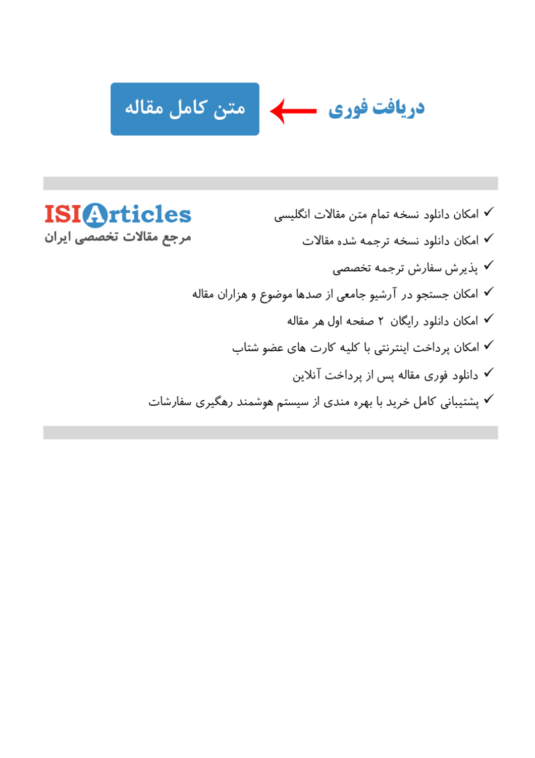دریافت فوری ← متن کامل مقاله

**ISIArticles**
مرجع مقالات تخصصی ایران

- ✓ امکان دانلود نسخه تمام متن مقالات انگلیسی
- ✓ امکان دانلود نسخه ترجمه شده مقالات
- ✓ پذیرش سفارش ترجمه تخصصی
- ✓ امکان جستجو در آرشیو جامعی از صدها موضوع و هزاران مقاله
- ✓ امکان دانلود رایگان ۲ صفحه اول هر مقاله
- ✓ امکان پرداخت اینترنتی با کلیه کارت های عضو شتاب
- ✓ دانلود فوری مقاله پس از پرداخت آنلاین
- ✓ پشتیبانی کامل خرید با بهره مندی از سیستم هوشمند رهگیری سفارشات